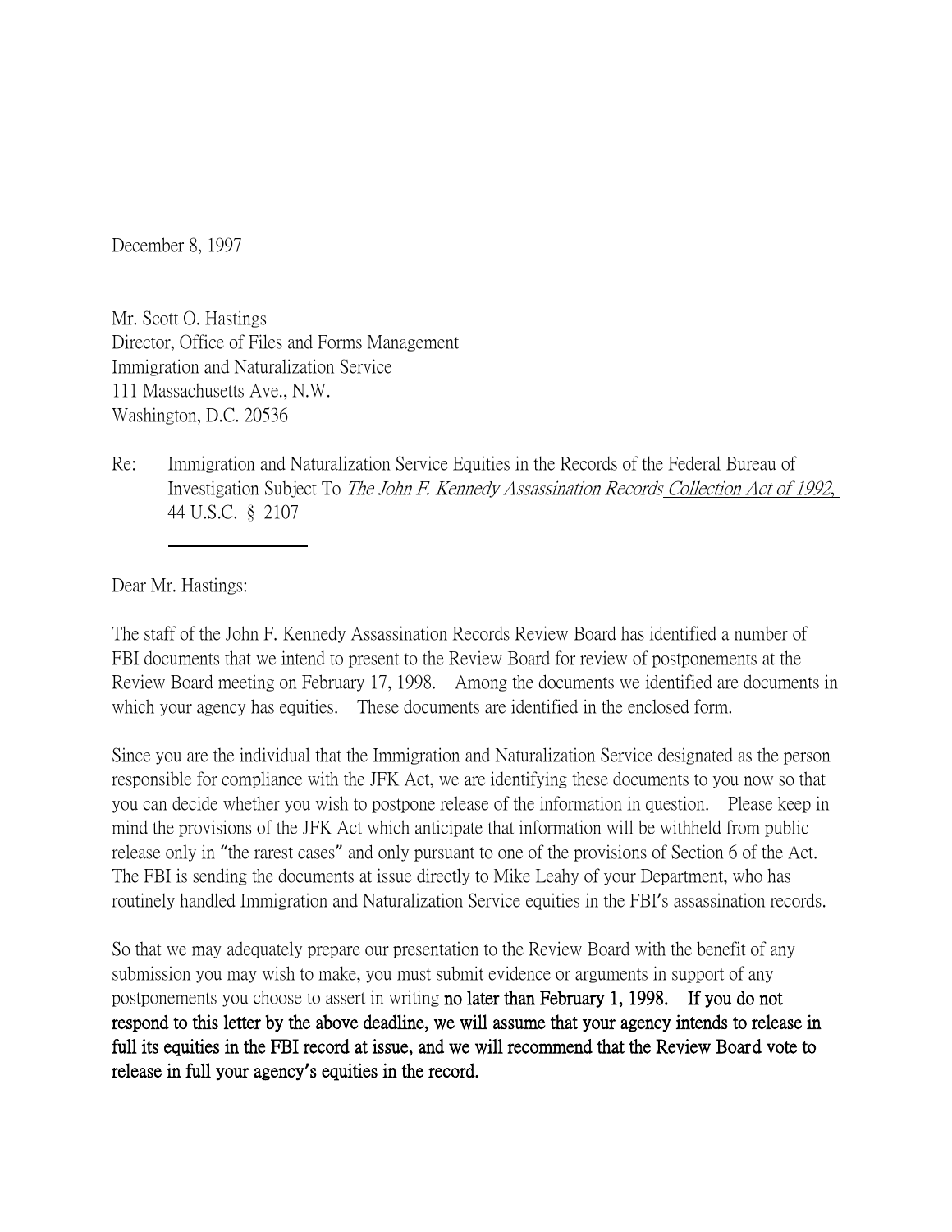December 8, 1997

Mr. Scott O. Hastings
Director, Office of Files and Forms Management
Immigration and Naturalization Service
111 Massachusetts Ave., N.W.
Washington, D.C. 20536

Re: Immigration and Naturalization Service Equities in the Records of the Federal Bureau of Investigation Subject To *The John F. Kennedy Assassination Records* Collection Act of 1992, 44 U.S.C. § 2107

Dear Mr. Hastings:

The staff of the John F. Kennedy Assassination Records Review Board has identified a number of FBI documents that we intend to present to the Review Board for review of postponements at the Review Board meeting on February 17, 1998. Among the documents we identified are documents in which your agency has equities. These documents are identified in the enclosed form.

Since you are the individual that the Immigration and Naturalization Service designated as the person responsible for compliance with the JFK Act, we are identifying these documents to you now so that you can decide whether you wish to postpone release of the information in question. Please keep in mind the provisions of the JFK Act which anticipate that information will be withheld from public release only in "the rarest cases" and only pursuant to one of the provisions of Section 6 of the Act. The FBI is sending the documents at issue directly to Mike Leahy of your Department, who has routinely handled Immigration and Naturalization Service equities in the FBI's assassination records.

So that we may adequately prepare our presentation to the Review Board with the benefit of any submission you may wish to make, you must submit evidence or arguments in support of any postponements you choose to assert in writing **no later than February 1, 1998. If you do not respond to this letter by the above deadline, we will assume that your agency intends to release in full its equities in the FBI record at issue, and we will recommend that the Review Board vote to release in full your agency's equities in the record.**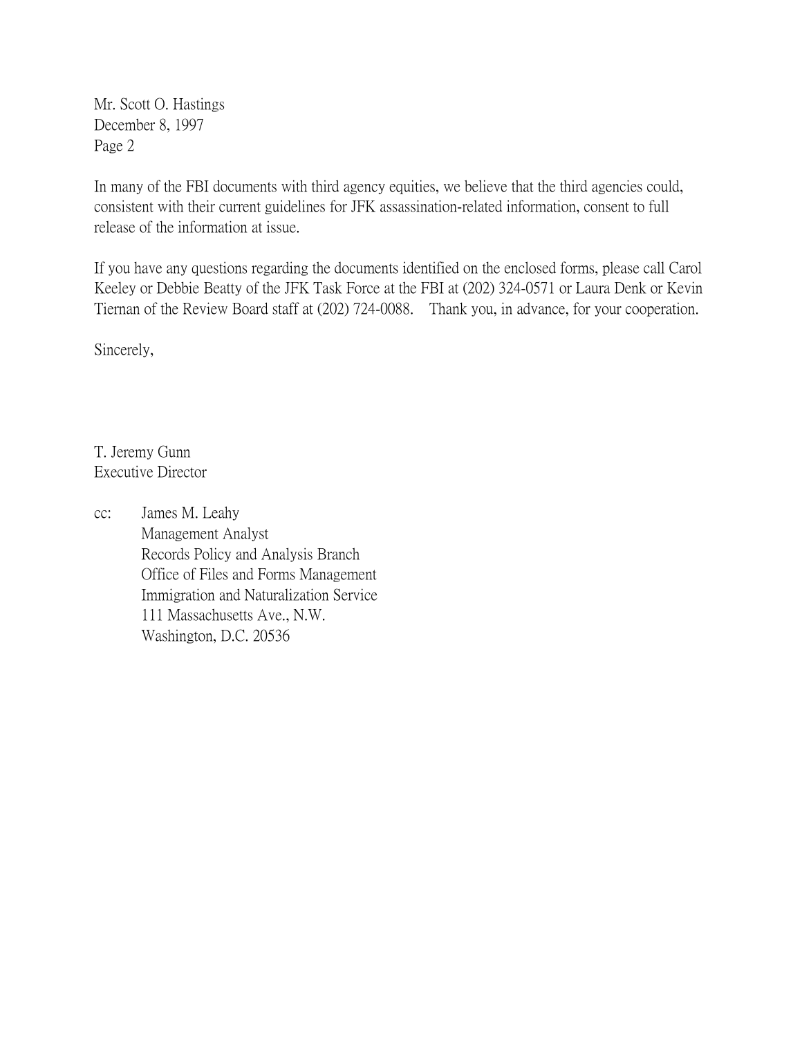Mr. Scott O. Hastings
December 8, 1997
Page 2

In many of the FBI documents with third agency equities, we believe that the third agencies could, consistent with their current guidelines for JFK assassination-related information, consent to full release of the information at issue.

If you have any questions regarding the documents identified on the enclosed forms, please call Carol Keeley or Debbie Beatty of the JFK Task Force at the FBI at (202) 324-0571 or Laura Denk or Kevin Tiernan of the Review Board staff at (202) 724-0088. Thank you, in advance, for your cooperation.

Sincerely,

T. Jeremy Gunn
Executive Director

cc: James M. Leahy
Management Analyst
Records Policy and Analysis Branch
Office of Files and Forms Management
Immigration and Naturalization Service
111 Massachusetts Ave., N.W.
Washington, D.C. 20536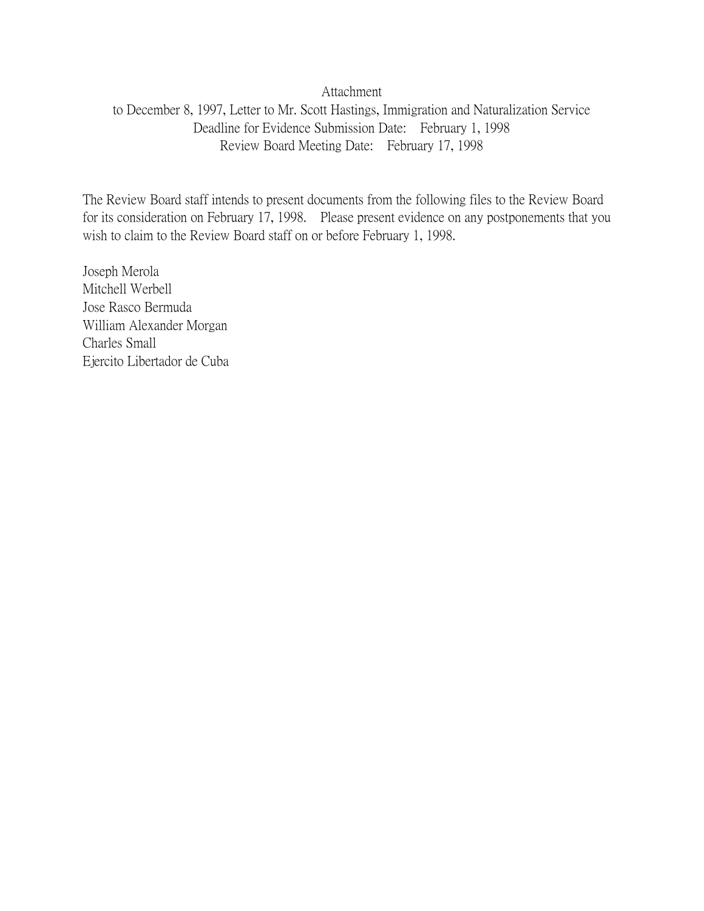Attachment

to December 8, 1997, Letter to Mr. Scott Hastings, Immigration and Naturalization Service

Deadline for Evidence Submission Date: February 1, 1998

Review Board Meeting Date: February 17, 1998

The Review Board staff intends to present documents from the following files to the Review Board for its consideration on February 17, 1998. Please present evidence on any postponements that you wish to claim to the Review Board staff on or before February 1, 1998.

Joseph Merola
Mitchell Werbell
Jose Rasco Bermuda
William Alexander Morgan
Charles Small
Ejercito Libertador de Cuba